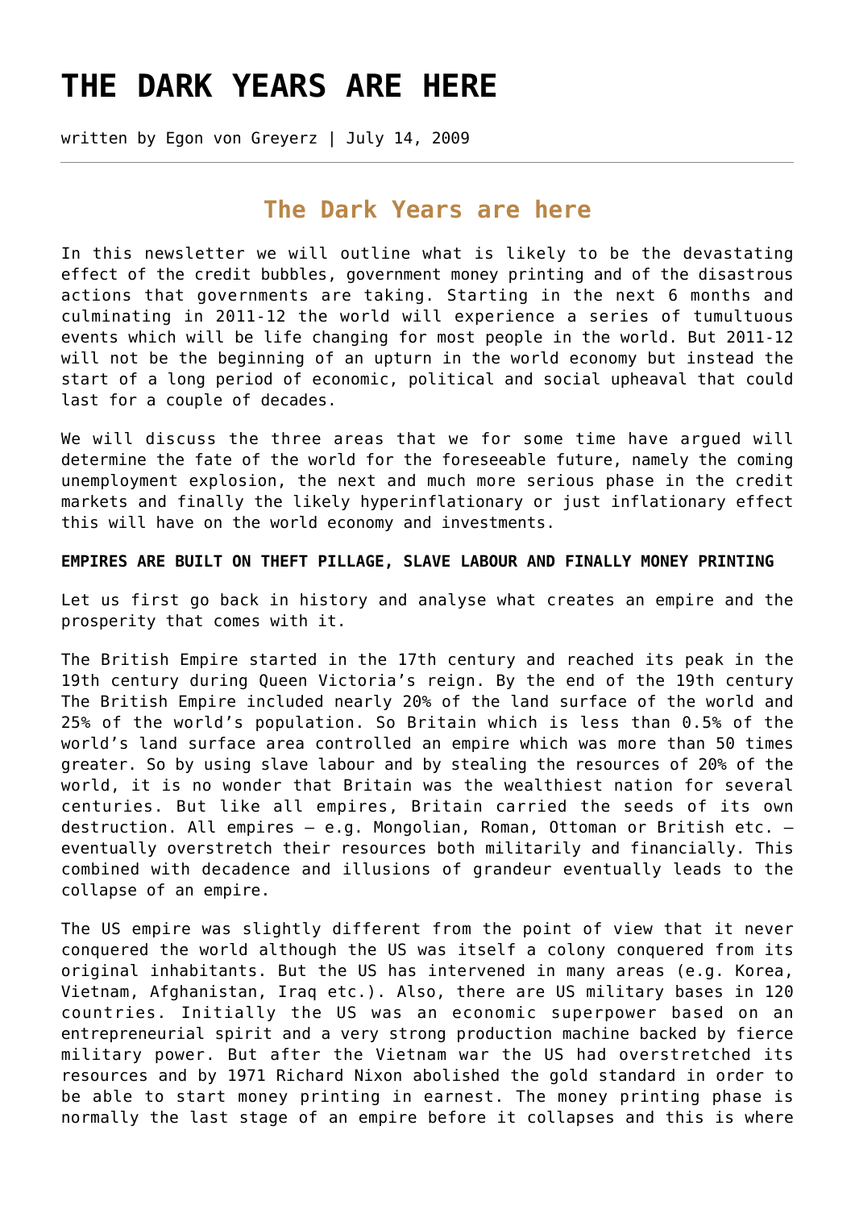# THE DARK YEARS ARE HERE

written by Egon von Greyerz | July 14, 2009

## The Dark Years are here

In this newsletter we will outline what is likely to be the devastating effect of the credit bubbles, government money printing and of the disastrous actions that governments are taking. Starting in the next 6 months and culminating in 2011-12 the world will experience a series of tumultuous events which will be life changing for most people in the world. But 2011-12 will not be the beginning of an upturn in the world economy but instead the start of a long period of economic, political and social upheaval that could last for a couple of decades.

We will discuss the three areas that we for some time have argued will determine the fate of the world for the foreseeable future, namely the coming unemployment explosion, the next and much more serious phase in the credit markets and finally the likely hyperinflationary or just inflationary effect this will have on the world economy and investments.

**EMPIRES ARE BUILT ON THEFT PILLAGE, SLAVE LABOUR AND FINALLY MONEY PRINTING**

Let us first go back in history and analyse what creates an empire and the prosperity that comes with it.

The British Empire started in the 17th century and reached its peak in the 19th century during Queen Victoria's reign. By the end of the 19th century The British Empire included nearly 20% of the land surface of the world and 25% of the world's population. So Britain which is less than 0.5% of the world's land surface area controlled an empire which was more than 50 times greater. So by using slave labour and by stealing the resources of 20% of the world, it is no wonder that Britain was the wealthiest nation for several centuries. But like all empires, Britain carried the seeds of its own destruction. All empires – e.g. Mongolian, Roman, Ottoman or British etc. – eventually overstretch their resources both militarily and financially. This combined with decadence and illusions of grandeur eventually leads to the collapse of an empire.

The US empire was slightly different from the point of view that it never conquered the world although the US was itself a colony conquered from its original inhabitants. But the US has intervened in many areas (e.g. Korea, Vietnam, Afghanistan, Iraq etc.). Also, there are US military bases in 120 countries. Initially the US was an economic superpower based on an entrepreneurial spirit and a very strong production machine backed by fierce military power. But after the Vietnam war the US had overstretched its resources and by 1971 Richard Nixon abolished the gold standard in order to be able to start money printing in earnest. The money printing phase is normally the last stage of an empire before it collapses and this is where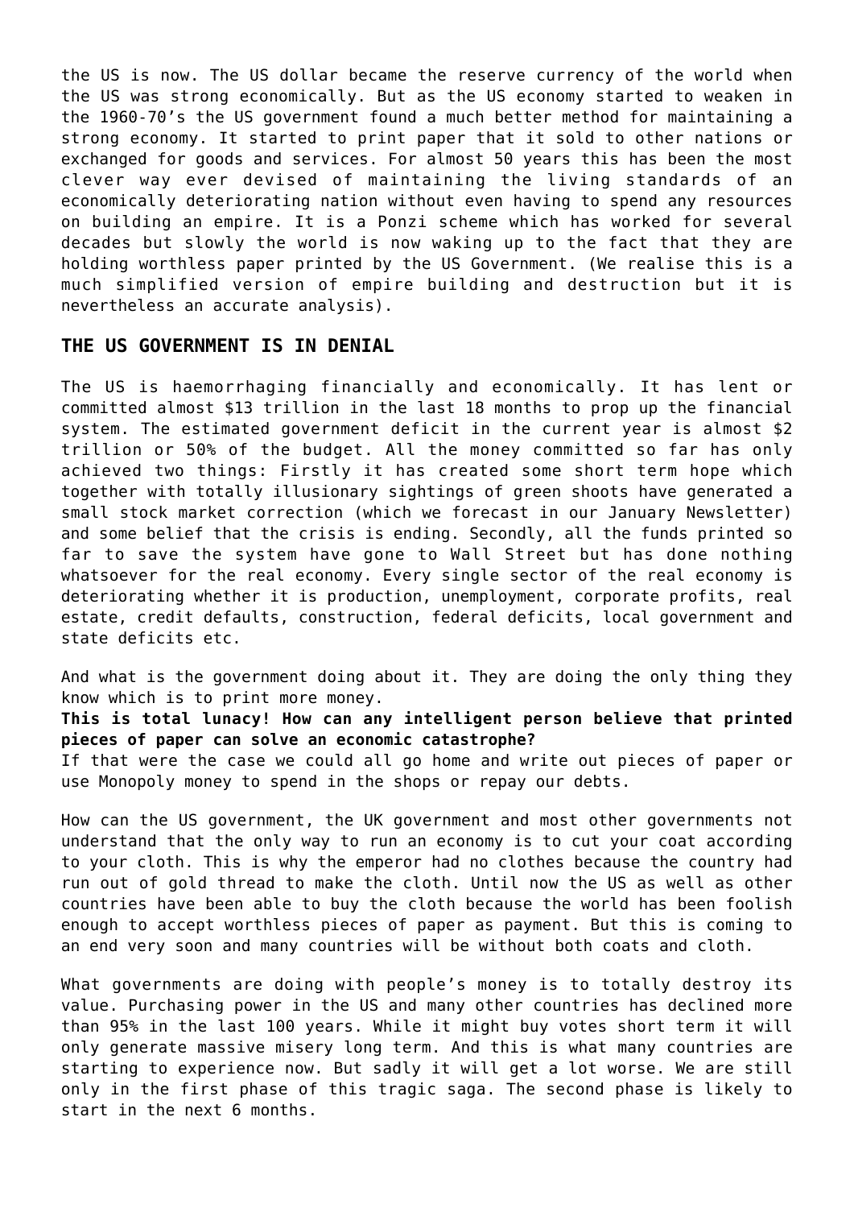the US is now. The US dollar became the reserve currency of the world when the US was strong economically. But as the US economy started to weaken in the 1960-70's the US government found a much better method for maintaining a strong economy. It started to print paper that it sold to other nations or exchanged for goods and services. For almost 50 years this has been the most clever way ever devised of maintaining the living standards of an economically deteriorating nation without even having to spend any resources on building an empire. It is a Ponzi scheme which has worked for several decades but slowly the world is now waking up to the fact that they are holding worthless paper printed by the US Government. (We realise this is a much simplified version of empire building and destruction but it is nevertheless an accurate analysis).

## THE US GOVERNMENT IS IN DENIAL

The US is haemorrhaging financially and economically. It has lent or committed almost $13 trillion in the last 18 months to prop up the financial system. The estimated government deficit in the current year is almost $2 trillion or 50% of the budget. All the money committed so far has only achieved two things: Firstly it has created some short term hope which together with totally illusionary sightings of green shoots have generated a small stock market correction (which we forecast in our January Newsletter) and some belief that the crisis is ending. Secondly, all the funds printed so far to save the system have gone to Wall Street but has done nothing whatsoever for the real economy. Every single sector of the real economy is deteriorating whether it is production, unemployment, corporate profits, real estate, credit defaults, construction, federal deficits, local government and state deficits etc.

And what is the government doing about it. They are doing the only thing they know which is to print more money.
**This is total lunacy! How can any intelligent person believe that printed pieces of paper can solve an economic catastrophe?**
If that were the case we could all go home and write out pieces of paper or use Monopoly money to spend in the shops or repay our debts.

How can the US government, the UK government and most other governments not understand that the only way to run an economy is to cut your coat according to your cloth. This is why the emperor had no clothes because the country had run out of gold thread to make the cloth. Until now the US as well as other countries have been able to buy the cloth because the world has been foolish enough to accept worthless pieces of paper as payment. But this is coming to an end very soon and many countries will be without both coats and cloth.

What governments are doing with people's money is to totally destroy its value. Purchasing power in the US and many other countries has declined more than 95% in the last 100 years. While it might buy votes short term it will only generate massive misery long term. And this is what many countries are starting to experience now. But sadly it will get a lot worse. We are still only in the first phase of this tragic saga. The second phase is likely to start in the next 6 months.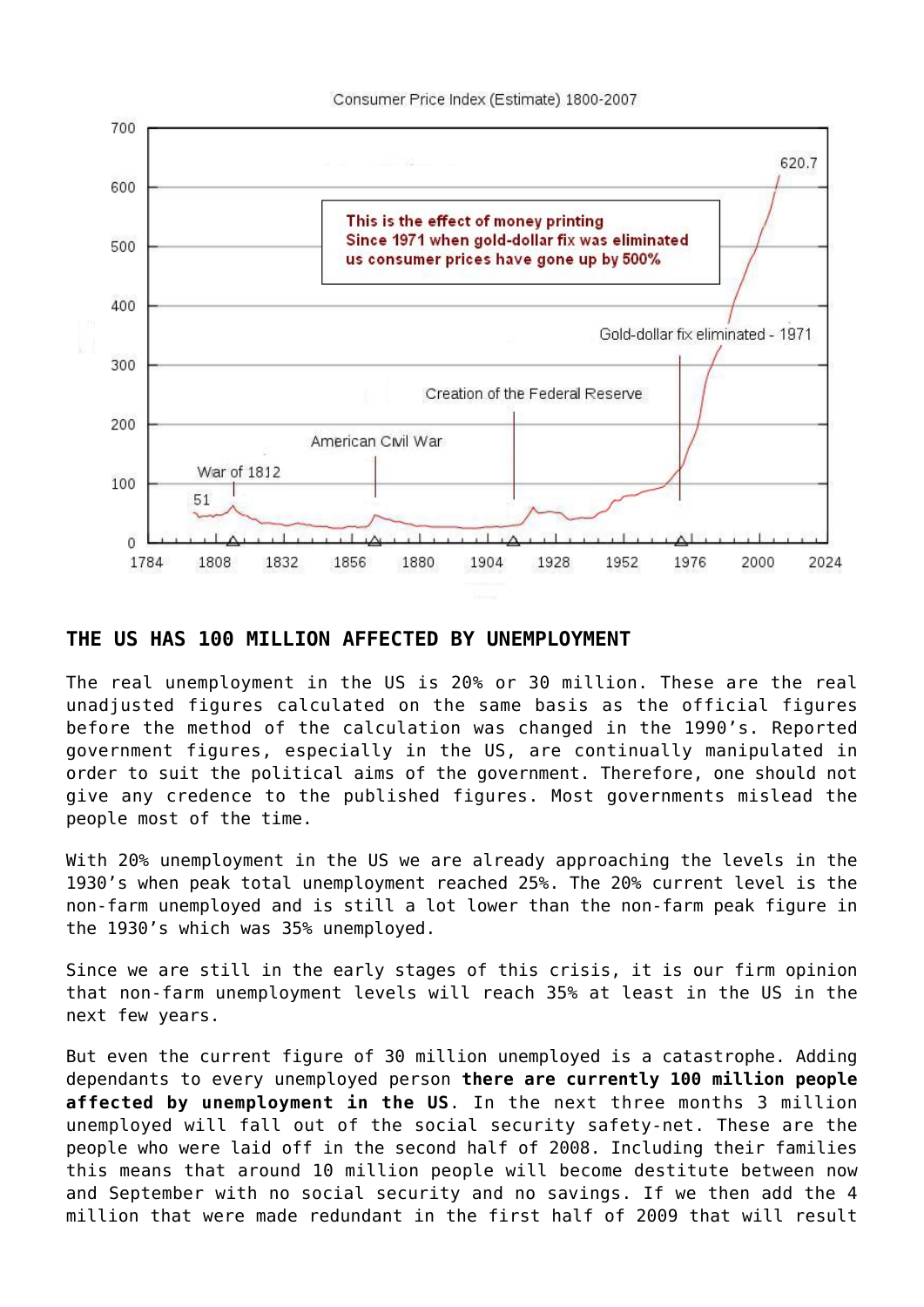## THE US HAS 100 MILLION AFFECTED BY UNEMPLOYMENT

The real unemployment in the US is 20% or 30 million. These are the real unadjusted figures calculated on the same basis as the official figures before the method of the calculation was changed in the 1990's. Reported government figures, especially in the US, are continually manipulated in order to suit the political aims of the government. Therefore, one should not give any credence to the published figures. Most governments mislead the people most of the time.

With 20% unemployment in the US we are already approaching the levels in the 1930's when peak total unemployment reached 25%. The 20% current level is the non-farm unemployed and is still a lot lower than the non-farm peak figure in the 1930's which was 35% unemployed.

Since we are still in the early stages of this crisis, it is our firm opinion that non-farm unemployment levels will reach 35% at least in the US in the next few years.

But even the current figure of 30 million unemployed is a catastrophe. Adding dependants to every unemployed person **there are currently 100 million people affected by unemployment in the US**. In the next three months 3 million unemployed will fall out of the social security safety-net. These are the people who were laid off in the second half of 2008. Including their families this means that around 10 million people will become destitute between now and September with no social security and no savings. If we then add the 4 million that were made redundant in the first half of 2009 that will result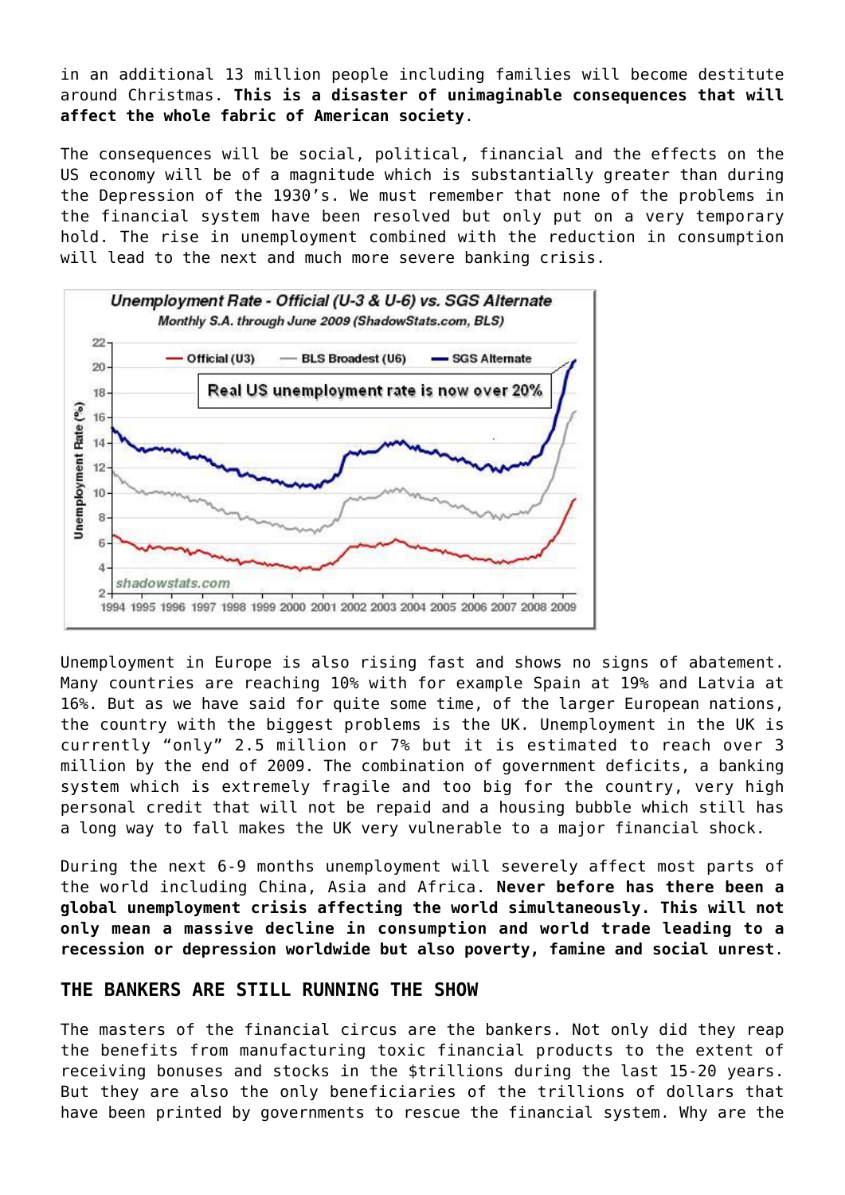in an additional 13 million people including families will become destitute around Christmas. **This is a disaster of unimaginable consequences that will affect the whole fabric of American society**.

The consequences will be social, political, financial and the effects on the US economy will be of a magnitude which is substantially greater than during the Depression of the 1930's. We must remember that none of the problems in the financial system have been resolved but only put on a very temporary hold. The rise in unemployment combined with the reduction in consumption will lead to the next and much more severe banking crisis.

Unemployment in Europe is also rising fast and shows no signs of abatement. Many countries are reaching 10% with for example Spain at 19% and Latvia at 16%. But as we have said for quite some time, of the larger European nations, the country with the biggest problems is the UK. Unemployment in the UK is currently "only" 2.5 million or 7% but it is estimated to reach over 3 million by the end of 2009. The combination of government deficits, a banking system which is extremely fragile and too big for the country, very high personal credit that will not be repaid and a housing bubble which still has a long way to fall makes the UK very vulnerable to a major financial shock.

During the next 6-9 months unemployment will severely affect most parts of the world including China, Asia and Africa. **Never before has there been a global unemployment crisis affecting the world simultaneously. This will not only mean a massive decline in consumption and world trade leading to a recession or depression worldwide but also poverty, famine and social unrest**.

## THE BANKERS ARE STILL RUNNING THE SHOW

The masters of the financial circus are the bankers. Not only did they reap the benefits from manufacturing toxic financial products to the extent of receiving bonuses and stocks in the $trillions during the last 15-20 years. But they are also the only beneficiaries of the trillions of dollars that have been printed by governments to rescue the financial system. Why are the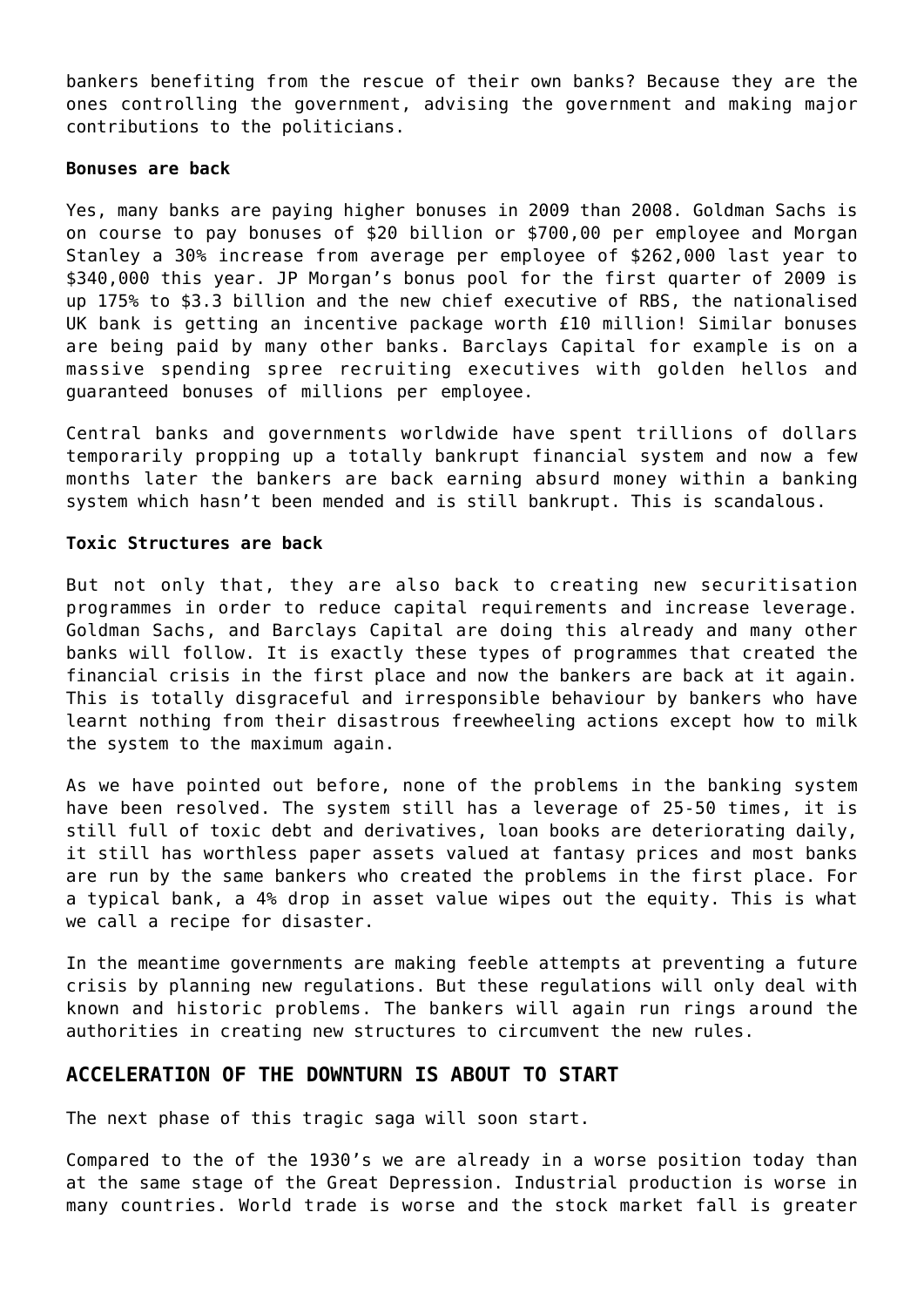bankers benefiting from the rescue of their own banks? Because they are the ones controlling the government, advising the government and making major contributions to the politicians.

**Bonuses are back**

Yes, many banks are paying higher bonuses in 2009 than 2008. Goldman Sachs is on course to pay bonuses of $20 billion or $700,00 per employee and Morgan Stanley a 30% increase from average per employee of $262,000 last year to $340,000 this year. JP Morgan's bonus pool for the first quarter of 2009 is up 175% to $3.3 billion and the new chief executive of RBS, the nationalised UK bank is getting an incentive package worth £10 million! Similar bonuses are being paid by many other banks. Barclays Capital for example is on a massive spending spree recruiting executives with golden hellos and guaranteed bonuses of millions per employee.

Central banks and governments worldwide have spent trillions of dollars temporarily propping up a totally bankrupt financial system and now a few months later the bankers are back earning absurd money within a banking system which hasn't been mended and is still bankrupt. This is scandalous.

**Toxic Structures are back**

But not only that, they are also back to creating new securitisation programmes in order to reduce capital requirements and increase leverage. Goldman Sachs, and Barclays Capital are doing this already and many other banks will follow. It is exactly these types of programmes that created the financial crisis in the first place and now the bankers are back at it again. This is totally disgraceful and irresponsible behaviour by bankers who have learnt nothing from their disastrous freewheeling actions except how to milk the system to the maximum again.

As we have pointed out before, none of the problems in the banking system have been resolved. The system still has a leverage of 25-50 times, it is still full of toxic debt and derivatives, loan books are deteriorating daily, it still has worthless paper assets valued at fantasy prices and most banks are run by the same bankers who created the problems in the first place. For a typical bank, a 4% drop in asset value wipes out the equity. This is what we call a recipe for disaster.

In the meantime governments are making feeble attempts at preventing a future crisis by planning new regulations. But these regulations will only deal with known and historic problems. The bankers will again run rings around the authorities in creating new structures to circumvent the new rules.

## ACCELERATION OF THE DOWNTURN IS ABOUT TO START

The next phase of this tragic saga will soon start.

Compared to the of the 1930's we are already in a worse position today than at the same stage of the Great Depression. Industrial production is worse in many countries. World trade is worse and the stock market fall is greater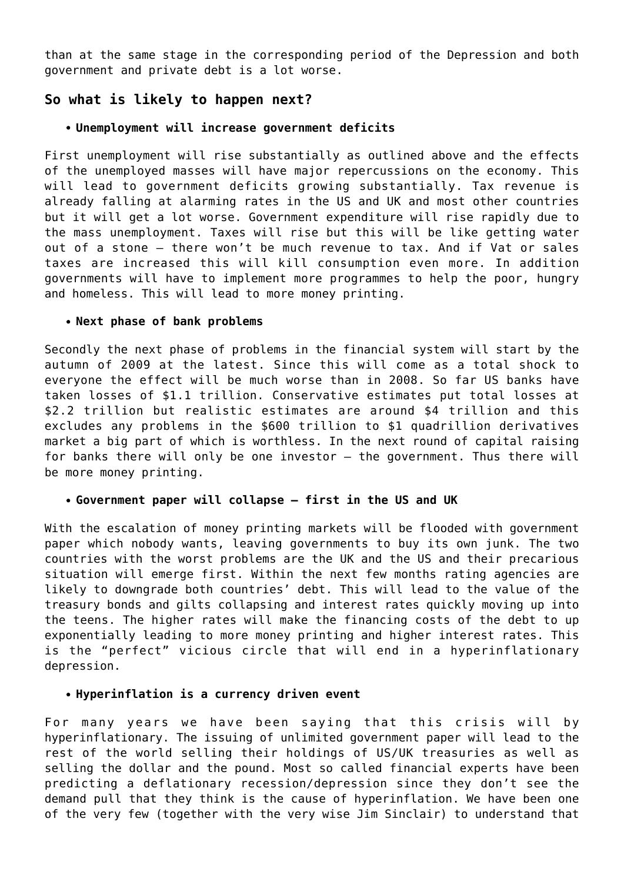than at the same stage in the corresponding period of the Depression and both government and private debt is a lot worse.

## So what is likely to happen next?

- **Unemployment will increase government deficits**

First unemployment will rise substantially as outlined above and the effects of the unemployed masses will have major repercussions on the economy. This will lead to government deficits growing substantially. Tax revenue is already falling at alarming rates in the US and UK and most other countries but it will get a lot worse. Government expenditure will rise rapidly due to the mass unemployment. Taxes will rise but this will be like getting water out of a stone – there won't be much revenue to tax. And if Vat or sales taxes are increased this will kill consumption even more. In addition governments will have to implement more programmes to help the poor, hungry and homeless. This will lead to more money printing.

- **Next phase of bank problems**

Secondly the next phase of problems in the financial system will start by the autumn of 2009 at the latest. Since this will come as a total shock to everyone the effect will be much worse than in 2008. So far US banks have taken losses of $1.1 trillion. Conservative estimates put total losses at $2.2 trillion but realistic estimates are around $4 trillion and this excludes any problems in the $600 trillion to $1 quadrillion derivatives market a big part of which is worthless. In the next round of capital raising for banks there will only be one investor – the government. Thus there will be more money printing.

- **Government paper will collapse – first in the US and UK**

With the escalation of money printing markets will be flooded with government paper which nobody wants, leaving governments to buy its own junk. The two countries with the worst problems are the UK and the US and their precarious situation will emerge first. Within the next few months rating agencies are likely to downgrade both countries' debt. This will lead to the value of the treasury bonds and gilts collapsing and interest rates quickly moving up into the teens. The higher rates will make the financing costs of the debt to up exponentially leading to more money printing and higher interest rates. This is the "perfect" vicious circle that will end in a hyperinflationary depression.

- **Hyperinflation is a currency driven event**

For many years we have been saying that this crisis will by hyperinflationary. The issuing of unlimited government paper will lead to the rest of the world selling their holdings of US/UK treasuries as well as selling the dollar and the pound. Most so called financial experts have been predicting a deflationary recession/depression since they don't see the demand pull that they think is the cause of hyperinflation. We have been one of the very few (together with the very wise Jim Sinclair) to understand that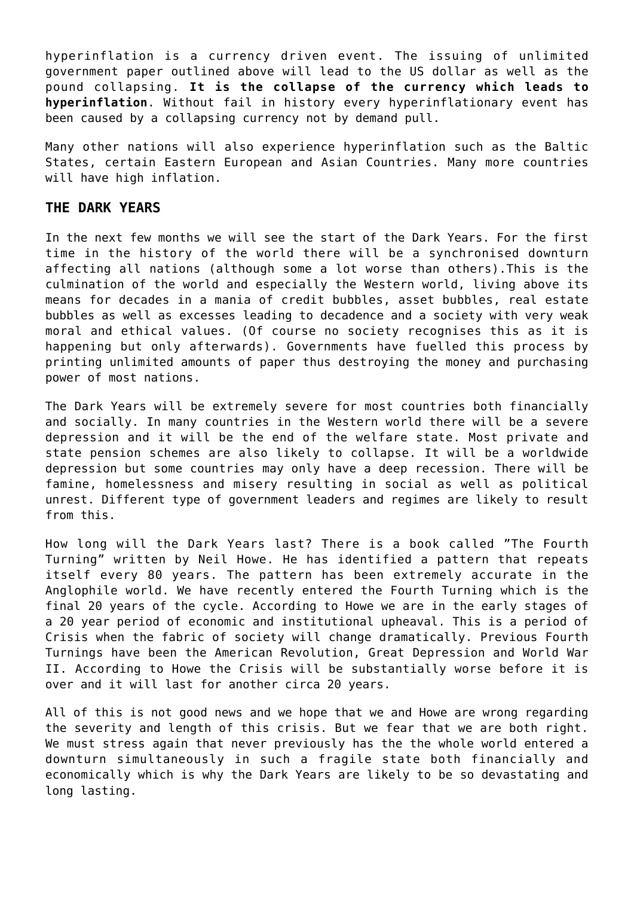hyperinflation is a currency driven event. The issuing of unlimited government paper outlined above will lead to the US dollar as well as the pound collapsing. **It is the collapse of the currency which leads to hyperinflation**. Without fail in history every hyperinflationary event has been caused by a collapsing currency not by demand pull.

Many other nations will also experience hyperinflation such as the Baltic States, certain Eastern European and Asian Countries. Many more countries will have high inflation.

## THE DARK YEARS

In the next few months we will see the start of the Dark Years. For the first time in the history of the world there will be a synchronised downturn affecting all nations (although some a lot worse than others).This is the culmination of the world and especially the Western world, living above its means for decades in a mania of credit bubbles, asset bubbles, real estate bubbles as well as excesses leading to decadence and a society with very weak moral and ethical values. (Of course no society recognises this as it is happening but only afterwards). Governments have fuelled this process by printing unlimited amounts of paper thus destroying the money and purchasing power of most nations.

The Dark Years will be extremely severe for most countries both financially and socially. In many countries in the Western world there will be a severe depression and it will be the end of the welfare state. Most private and state pension schemes are also likely to collapse. It will be a worldwide depression but some countries may only have a deep recession. There will be famine, homelessness and misery resulting in social as well as political unrest. Different type of government leaders and regimes are likely to result from this.

How long will the Dark Years last? There is a book called ”The Fourth Turning” written by Neil Howe. He has identified a pattern that repeats itself every 80 years. The pattern has been extremely accurate in the Anglophile world. We have recently entered the Fourth Turning which is the final 20 years of the cycle. According to Howe we are in the early stages of a 20 year period of economic and institutional upheaval. This is a period of Crisis when the fabric of society will change dramatically. Previous Fourth Turnings have been the American Revolution, Great Depression and World War II. According to Howe the Crisis will be substantially worse before it is over and it will last for another circa 20 years.

All of this is not good news and we hope that we and Howe are wrong regarding the severity and length of this crisis. But we fear that we are both right. We must stress again that never previously has the the whole world entered a downturn simultaneously in such a fragile state both financially and economically which is why the Dark Years are likely to be so devastating and long lasting.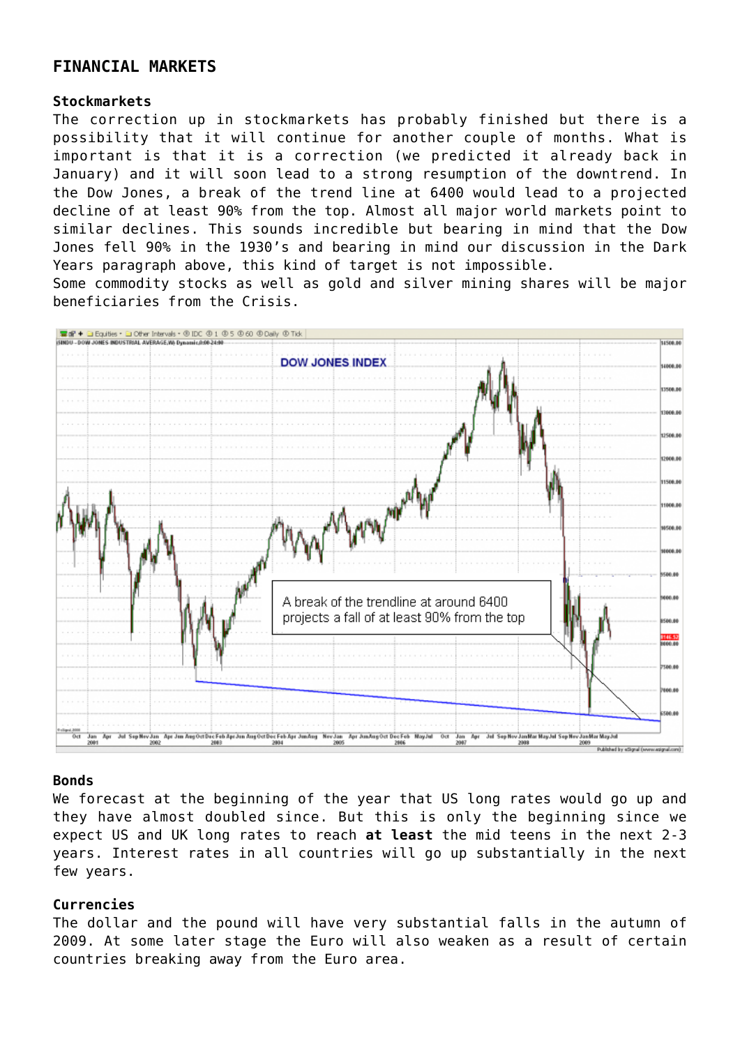## FINANCIAL MARKETS

### Stockmarkets

The correction up in stockmarkets has probably finished but there is a possibility that it will continue for another couple of months. What is important is that it is a correction (we predicted it already back in January) and it will soon lead to a strong resumption of the downtrend. In the Dow Jones, a break of the trend line at 6400 would lead to a projected decline of at least 90% from the top. Almost all major world markets point to similar declines. This sounds incredible but bearing in mind that the Dow Jones fell 90% in the 1930's and bearing in mind our discussion in the Dark Years paragraph above, this kind of target is not impossible.

Some commodity stocks as well as gold and silver mining shares will be major beneficiaries from the Crisis.

### Bonds

We forecast at the beginning of the year that US long rates would go up and they have almost doubled since. But this is only the beginning since we expect US and UK long rates to reach **at least** the mid teens in the next 2-3 years. Interest rates in all countries will go up substantially in the next few years.

### Currencies

The dollar and the pound will have very substantial falls in the autumn of 2009. At some later stage the Euro will also weaken as a result of certain countries breaking away from the Euro area.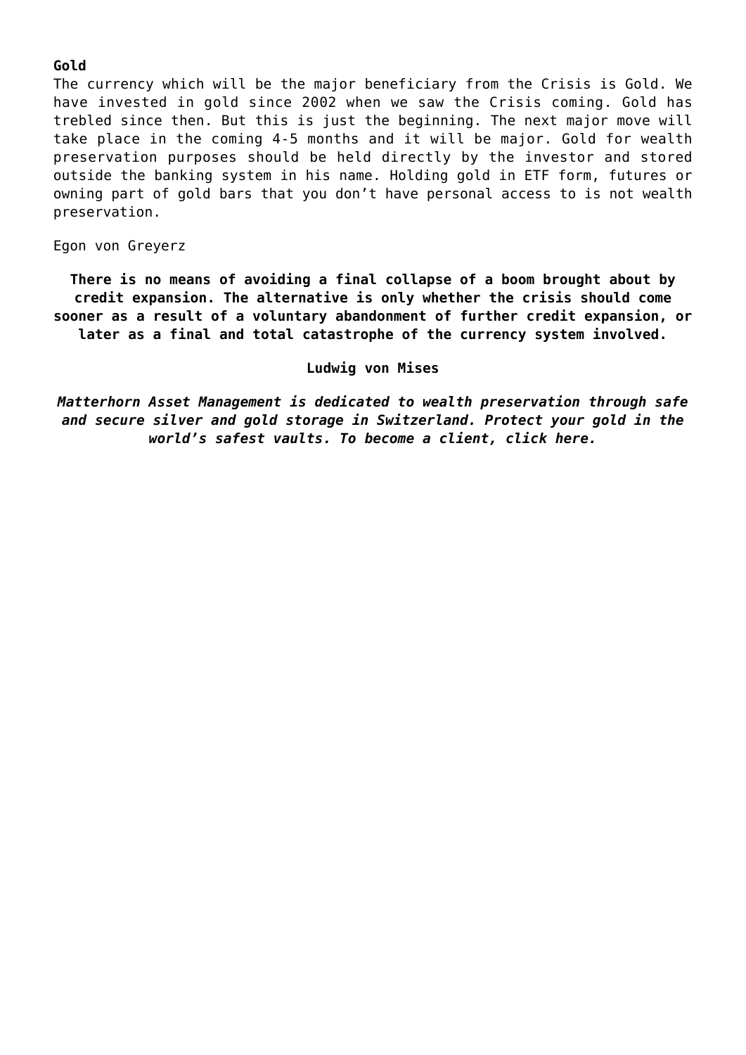**Gold**

The currency which will be the major beneficiary from the Crisis is Gold. We have invested in gold since 2002 when we saw the Crisis coming. Gold has trebled since then. But this is just the beginning. The next major move will take place in the coming 4-5 months and it will be major. Gold for wealth preservation purposes should be held directly by the investor and stored outside the banking system in his name. Holding gold in ETF form, futures or owning part of gold bars that you don't have personal access to is not wealth preservation.

Egon von Greyerz

**There is no means of avoiding a final collapse of a boom brought about by credit expansion. The alternative is only whether the crisis should come sooner as a result of a voluntary abandonment of further credit expansion, or later as a final and total catastrophe of the currency system involved.**

**Ludwig von Mises**

***Matterhorn Asset Management is dedicated to wealth preservation through safe and secure silver and gold storage in Switzerland. Protect your gold in the world's safest vaults. To become a client, click here.***